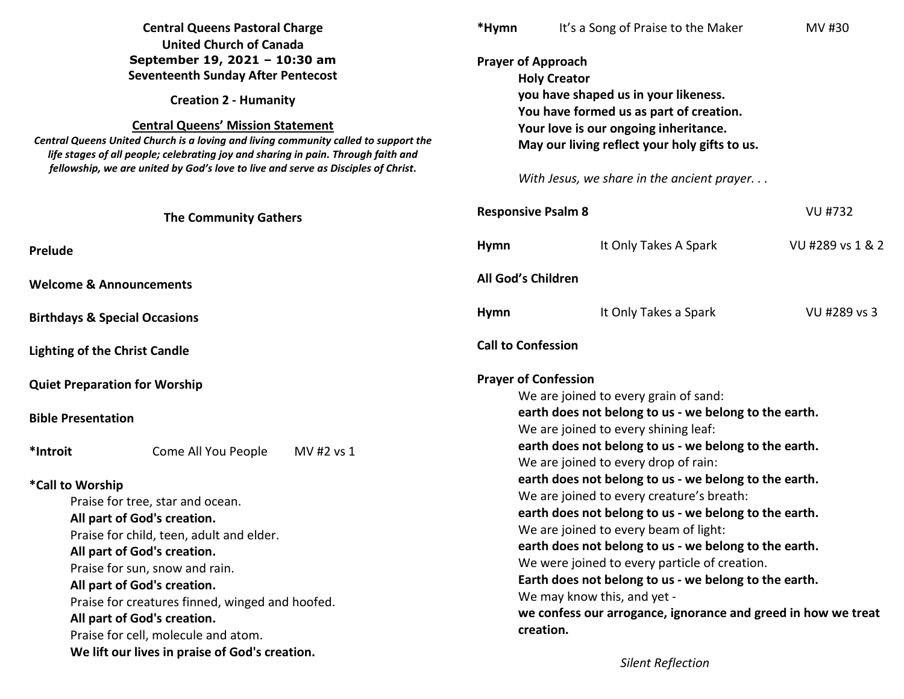**Central Queens Pastoral Charge**
**United Church of Canada**
**September 19, 2021 – 10:30 am**
**Seventeenth Sunday After Pentecost**

**Creation 2 - Humanity**

**Central Queens' Mission Statement**

***Central Queens United Church is a loving and living community called to support the life stages of all people; celebrating joy and sharing in pain. Through faith and fellowship, we are united by God's love to live and serve as Disciples of Christ.***

## The Community Gathers

**Prelude**

**Welcome & Announcements**

**Birthdays & Special Occasions**

**Lighting of the Christ Candle**

**Quiet Preparation for Worship**

**Bible Presentation**

**\*Introit** Come All You People MV #2 vs 1

**\*Call to Worship**

Praise for tree, star and ocean.
**All part of God's creation.**
Praise for child, teen, adult and elder.
**All part of God's creation.**
Praise for sun, snow and rain.
**All part of God's creation.**
Praise for creatures finned, winged and hoofed.
**All part of God's creation.**
Praise for cell, molecule and atom.
**We lift our lives in praise of God's creation.**

**\*Hymn** It's a Song of Praise to the Maker MV #30

**Prayer of Approach**

**Holy Creator**
**you have shaped us in your likeness.**
**You have formed us as part of creation.**
**Your love is our ongoing inheritance.**
**May our living reflect your holy gifts to us.**

*With Jesus, we share in the ancient prayer. . .*

**Responsive Psalm 8** VU #732

**Hymn** It Only Takes A Spark VU #289 vs 1 & 2

**All God's Children**

**Hymn** It Only Takes a Spark VU #289 vs 3

**Call to Confession**

**Prayer of Confession**

We are joined to every grain of sand:
**earth does not belong to us - we belong to the earth.**
We are joined to every shining leaf:
**earth does not belong to us - we belong to the earth.**
We are joined to every drop of rain:
**earth does not belong to us - we belong to the earth.**
We are joined to every creature's breath:
**earth does not belong to us - we belong to the earth.**
We are joined to every beam of light:
**earth does not belong to us - we belong to the earth.**
We were joined to every particle of creation.
**Earth does not belong to us - we belong to the earth.**
We may know this, and yet -
**we confess our arrogance, ignorance and greed in how we treat creation.**

*Silent Reflection*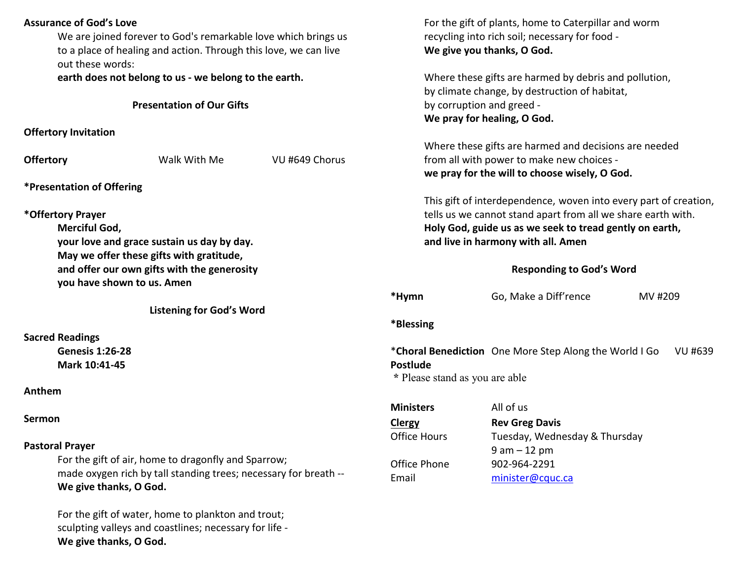**Assurance of God's Love**

We are joined forever to God's remarkable love which brings us to a place of healing and action. Through this love, we can live out these words:
**earth does not belong to us - we belong to the earth.**

## Presentation of Our Gifts

**Offertory Invitation**

**Offertory** Walk With Me VU #649 Chorus

***Presentation of Offering**

***Offertory Prayer**

**Merciful God,**
**your love and grace sustain us day by day.**
**May we offer these gifts with gratitude,**
**and offer our own gifts with the generosity**
**you have shown to us. Amen**

## Listening for God's Word

**Sacred Readings**

**Genesis 1:26-28**
**Mark 10:41-45**

**Anthem**

**Sermon**

**Pastoral Prayer**

For the gift of air, home to dragonfly and Sparrow;
made oxygen rich by tall standing trees; necessary for breath --
**We give thanks, O God.**

For the gift of water, home to plankton and trout;
sculpting valleys and coastlines; necessary for life -
**We give thanks, O God.**

For the gift of plants, home to Caterpillar and worm
recycling into rich soil; necessary for food -
**We give you thanks, O God.**

Where these gifts are harmed by debris and pollution,
by climate change, by destruction of habitat,
by corruption and greed -
**We pray for healing, O God.**

Where these gifts are harmed and decisions are needed
from all with power to make new choices -
**we pray for the will to choose wisely, O God.**

This gift of interdependence, woven into every part of creation,
tells us we cannot stand apart from all we share earth with.
**Holy God, guide us as we seek to tread gently on earth,**
**and live in harmony with all. Amen**

## Responding to God's Word

***Hymn** Go, Make a Diff'rence MV #209

***Blessing**

*__Choral Benediction__ One More Step Along the World I Go VU #639

**Postlude**

\* Please stand as you are able

| | |
|---|---|
| **Ministers** | All of us |
| **Clergy** | **Rev Greg Davis** |
| Office Hours | Tuesday, Wednesday & Thursday<br>9 am – 12 pm |
| Office Phone | 902-964-2291 |
| Email | minister@cquc.ca |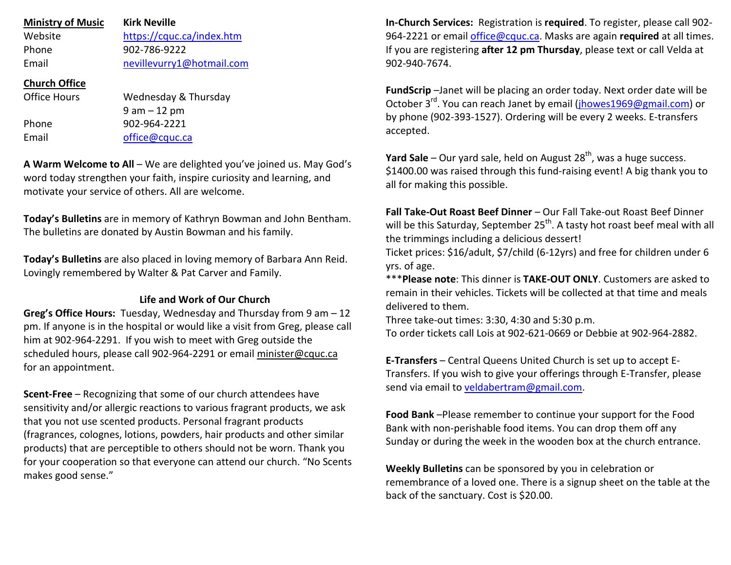**Ministry of Music** **Kirk Neville**

| | |
|---|---|
| Website | https://cquc.ca/index.htm |
| Phone | 902-786-9222 |
| Email | nevillevurry1@hotmail.com |

**Church Office**

| | |
|---|---|
| Office Hours | Wednesday & Thursday 9 am – 12 pm |
| Phone | 902-964-2221 |
| Email | office@cquc.ca |

**A Warm Welcome to All** – We are delighted you've joined us. May God's word today strengthen your faith, inspire curiosity and learning, and motivate your service of others. All are welcome.

**Today's Bulletins** are in memory of Kathryn Bowman and John Bentham. The bulletins are donated by Austin Bowman and his family.

**Today's Bulletins** are also placed in loving memory of Barbara Ann Reid. Lovingly remembered by Walter & Pat Carver and Family.

## Life and Work of Our Church

**Greg's Office Hours:** Tuesday, Wednesday and Thursday from 9 am – 12 pm. If anyone is in the hospital or would like a visit from Greg, please call him at 902-964-2291. If you wish to meet with Greg outside the scheduled hours, please call 902-964-2291 or email minister@cquc.ca for an appointment.

**Scent-Free** – Recognizing that some of our church attendees have sensitivity and/or allergic reactions to various fragrant products, we ask that you not use scented products. Personal fragrant products (fragrances, colognes, lotions, powders, hair products and other similar products) that are perceptible to others should not be worn. Thank you for your cooperation so that everyone can attend our church. "No Scents makes good sense."

**In-Church Services:** Registration is **required**. To register, please call 902-964-2221 or email office@cquc.ca. Masks are again **required** at all times. If you are registering **after 12 pm Thursday**, please text or call Velda at 902-940-7674.

**FundScrip** –Janet will be placing an order today. Next order date will be October 3rd. You can reach Janet by email (jhowes1969@gmail.com) or by phone (902-393-1527). Ordering will be every 2 weeks. E-transfers accepted.

**Yard Sale** – Our yard sale, held on August 28th, was a huge success. $1400.00 was raised through this fund-raising event! A big thank you to all for making this possible.

**Fall Take-Out Roast Beef Dinner** – Our Fall Take-out Roast Beef Dinner will be this Saturday, September 25th. A tasty hot roast beef meal with all the trimmings including a delicious dessert!
Ticket prices: $16/adult, $7/child (6-12yrs) and free for children under 6 yrs. of age.
***Please note**: This dinner is **TAKE-OUT ONLY**. Customers are asked to remain in their vehicles. Tickets will be collected at that time and meals delivered to them.
Three take-out times: 3:30, 4:30 and 5:30 p.m.
To order tickets call Lois at 902-621-0669 or Debbie at 902-964-2882.

**E-Transfers** – Central Queens United Church is set up to accept E-Transfers. If you wish to give your offerings through E-Transfer, please send via email to veldabertram@gmail.com.

**Food Bank** –Please remember to continue your support for the Food Bank with non-perishable food items. You can drop them off any Sunday or during the week in the wooden box at the church entrance.

**Weekly Bulletins** can be sponsored by you in celebration or remembrance of a loved one. There is a signup sheet on the table at the back of the sanctuary. Cost is $20.00.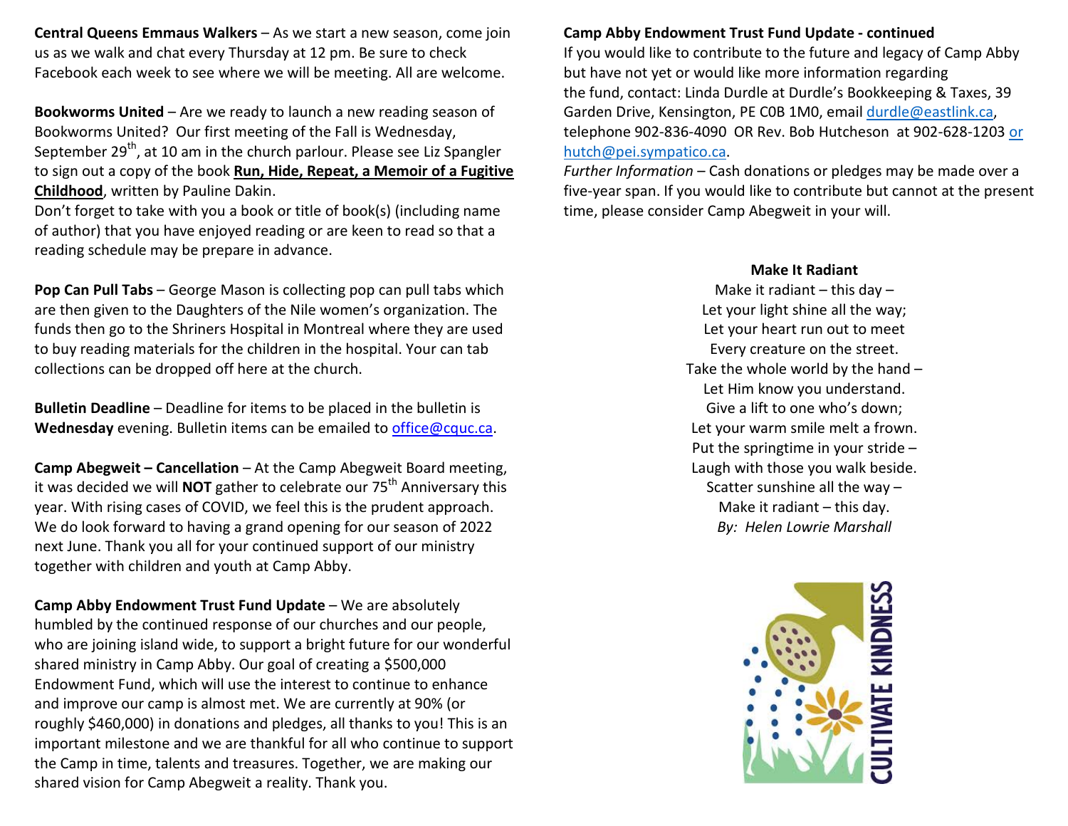**Central Queens Emmaus Walkers** – As we start a new season, come join us as we walk and chat every Thursday at 12 pm. Be sure to check Facebook each week to see where we will be meeting. All are welcome.

**Bookworms United** – Are we ready to launch a new reading season of Bookworms United? Our first meeting of the Fall is Wednesday, September 29th, at 10 am in the church parlour. Please see Liz Spangler to sign out a copy of the book **Run, Hide, Repeat, a Memoir of a Fugitive Childhood**, written by Pauline Dakin.

Don't forget to take with you a book or title of book(s) (including name of author) that you have enjoyed reading or are keen to read so that a reading schedule may be prepare in advance.

**Pop Can Pull Tabs** – George Mason is collecting pop can pull tabs which are then given to the Daughters of the Nile women's organization. The funds then go to the Shriners Hospital in Montreal where they are used to buy reading materials for the children in the hospital. Your can tab collections can be dropped off here at the church.

**Bulletin Deadline** – Deadline for items to be placed in the bulletin is **Wednesday** evening. Bulletin items can be emailed to office@cquc.ca.

**Camp Abegweit – Cancellation** – At the Camp Abegweit Board meeting, it was decided we will **NOT** gather to celebrate our 75th Anniversary this year. With rising cases of COVID, we feel this is the prudent approach. We do look forward to having a grand opening for our season of 2022 next June. Thank you all for your continued support of our ministry together with children and youth at Camp Abby.

**Camp Abby Endowment Trust Fund Update** – We are absolutely humbled by the continued response of our churches and our people, who are joining island wide, to support a bright future for our wonderful shared ministry in Camp Abby. Our goal of creating a $500,000 Endowment Fund, which will use the interest to continue to enhance and improve our camp is almost met. We are currently at 90% (or roughly $460,000) in donations and pledges, all thanks to you! This is an important milestone and we are thankful for all who continue to support the Camp in time, talents and treasures. Together, we are making our shared vision for Camp Abegweit a reality. Thank you.

**Camp Abby Endowment Trust Fund Update - continued**

If you would like to contribute to the future and legacy of Camp Abby but have not yet or would like more information regarding the fund, contact: Linda Durdle at Durdle's Bookkeeping & Taxes, 39 Garden Drive, Kensington, PE C0B 1M0, email durdle@eastlink.ca, telephone 902-836-4090 OR Rev. Bob Hutcheson at 902-628-1203 or hutch@pei.sympatico.ca.

*Further Information* – Cash donations or pledges may be made over a five-year span. If you would like to contribute but cannot at the present time, please consider Camp Abegweit in your will.

**Make It Radiant**

Make it radiant – this day –
Let your light shine all the way;
Let your heart run out to meet
Every creature on the street.
Take the whole world by the hand –
Let Him know you understand.
Give a lift to one who's down;
Let your warm smile melt a frown.
Put the springtime in your stride –
Laugh with those you walk beside.
Scatter sunshine all the way –
Make it radiant – this day.

*By: Helen Lowrie Marshall*

CULTIVATE KINDNESS